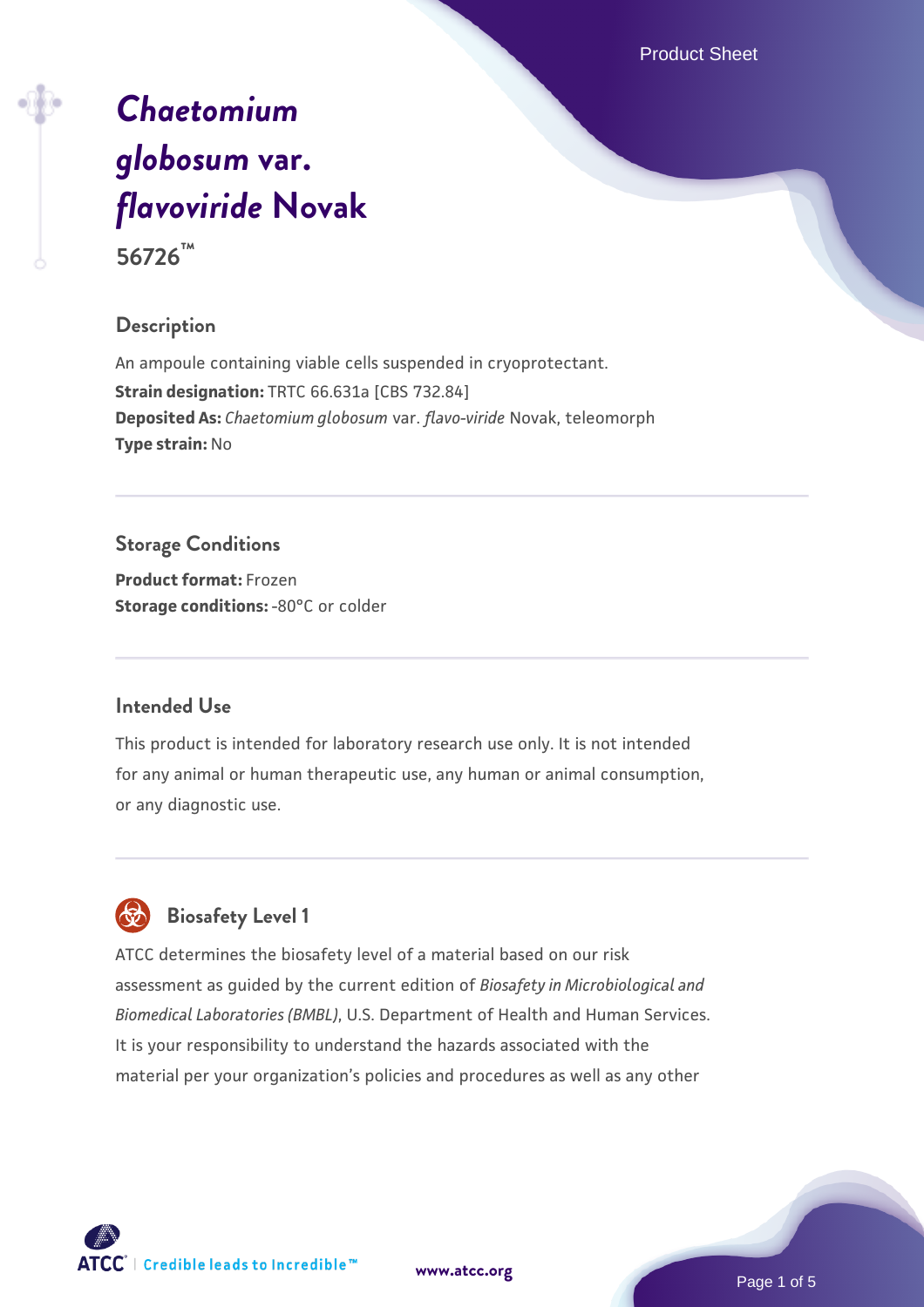# *Chaetomium globosum* var. *flavoviride* Novak

**56726™**

## Description

An ampoule containing viable cells suspended in cryoprotectant.
**Strain designation:** TRTC 66.631a [CBS 732.84]
**Deposited As:** *Chaetomium globosum* var. *flavo-viride* Novak, teleomorph
**Type strain:** No

## Storage Conditions

**Product format:** Frozen
**Storage conditions:** -80°C or colder

## Intended Use

This product is intended for laboratory research use only. It is not intended for any animal or human therapeutic use, any human or animal consumption, or any diagnostic use.

## Biosafety Level 1

ATCC determines the biosafety level of a material based on our risk assessment as guided by the current edition of *Biosafety in Microbiological and Biomedical Laboratories (BMBL)*, U.S. Department of Health and Human Services. It is your responsibility to understand the hazards associated with the material per your organization's policies and procedures as well as any other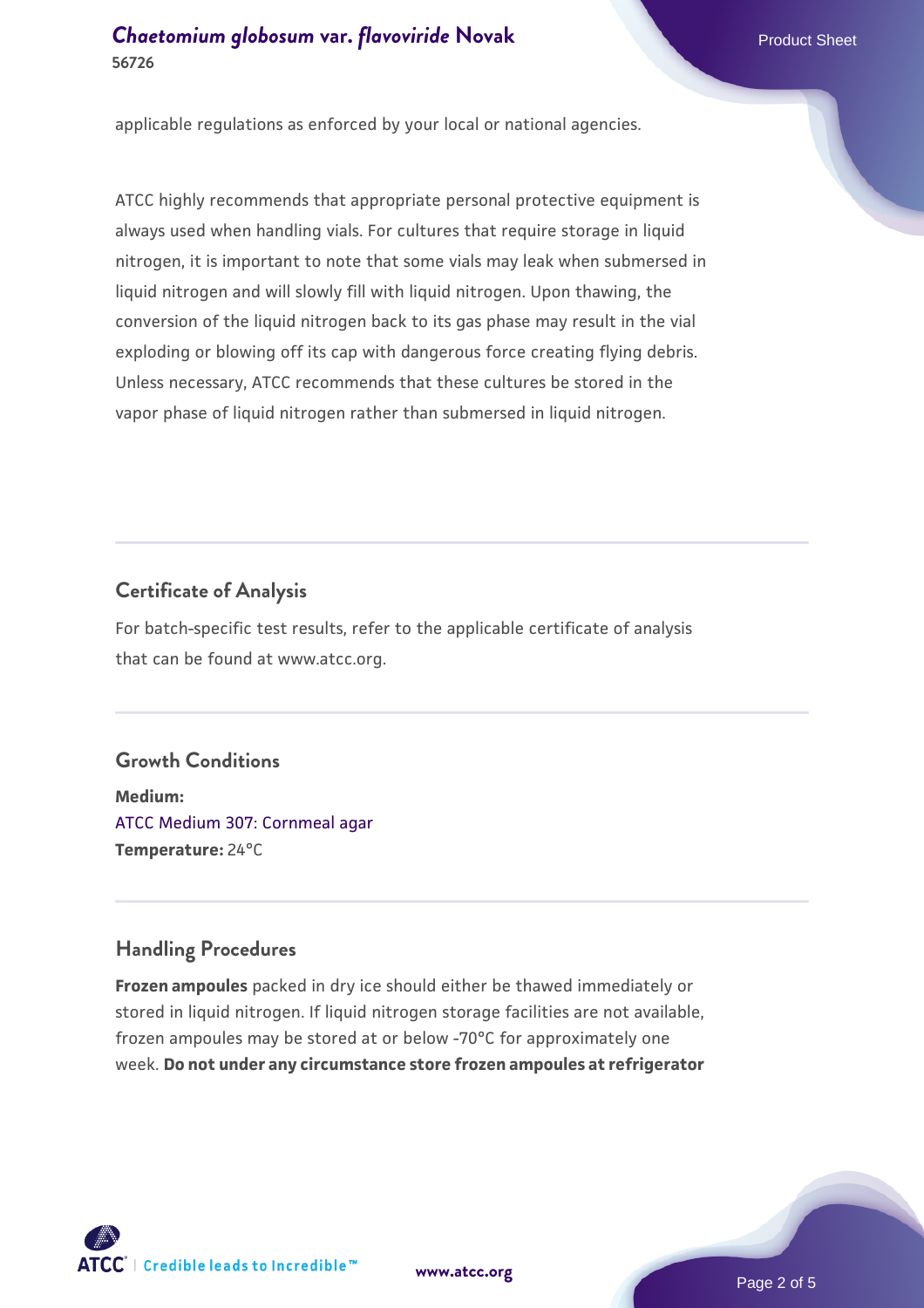applicable regulations as enforced by your local or national agencies.

ATCC highly recommends that appropriate personal protective equipment is always used when handling vials. For cultures that require storage in liquid nitrogen, it is important to note that some vials may leak when submersed in liquid nitrogen and will slowly fill with liquid nitrogen. Upon thawing, the conversion of the liquid nitrogen back to its gas phase may result in the vial exploding or blowing off its cap with dangerous force creating flying debris. Unless necessary, ATCC recommends that these cultures be stored in the vapor phase of liquid nitrogen rather than submersed in liquid nitrogen.

## Certificate of Analysis

For batch-specific test results, refer to the applicable certificate of analysis that can be found at www.atcc.org.

## Growth Conditions

**Medium:**
ATCC Medium 307: Cornmeal agar
**Temperature:** 24°C

## Handling Procedures

**Frozen ampoules** packed in dry ice should either be thawed immediately or stored in liquid nitrogen. If liquid nitrogen storage facilities are not available, frozen ampoules may be stored at or below -70°C for approximately one week. **Do not under any circumstance store frozen ampoules at refrigerator**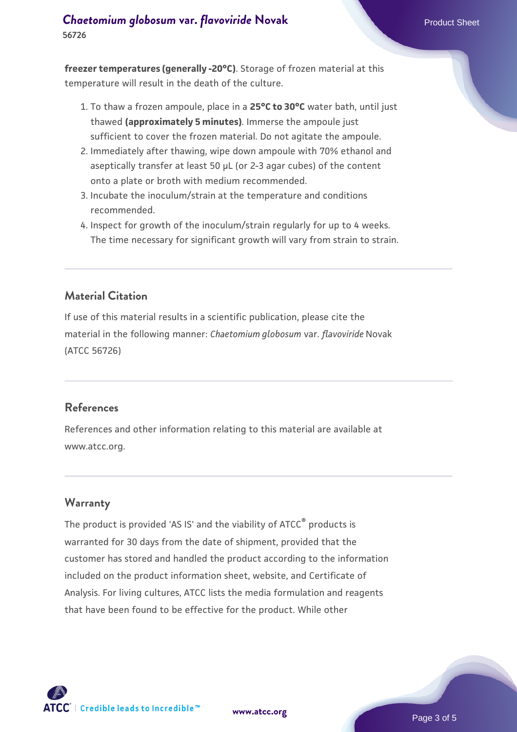**freezer temperatures (generally -20°C)**. Storage of frozen material at this temperature will result in the death of the culture.

1. To thaw a frozen ampoule, place in a **25°C to 30°C** water bath, until just thawed **(approximately 5 minutes)**. Immerse the ampoule just sufficient to cover the frozen material. Do not agitate the ampoule.
2. Immediately after thawing, wipe down ampoule with 70% ethanol and aseptically transfer at least 50 µL (or 2-3 agar cubes) of the content onto a plate or broth with medium recommended.
3. Incubate the inoculum/strain at the temperature and conditions recommended.
4. Inspect for growth of the inoculum/strain regularly for up to 4 weeks. The time necessary for significant growth will vary from strain to strain.

## Material Citation

If use of this material results in a scientific publication, please cite the material in the following manner: *Chaetomium globosum* var. *flavoviride* Novak (ATCC 56726)

## References

References and other information relating to this material are available at www.atcc.org.

## Warranty

The product is provided 'AS IS' and the viability of ATCC® products is warranted for 30 days from the date of shipment, provided that the customer has stored and handled the product according to the information included on the product information sheet, website, and Certificate of Analysis. For living cultures, ATCC lists the media formulation and reagents that have been found to be effective for the product. While other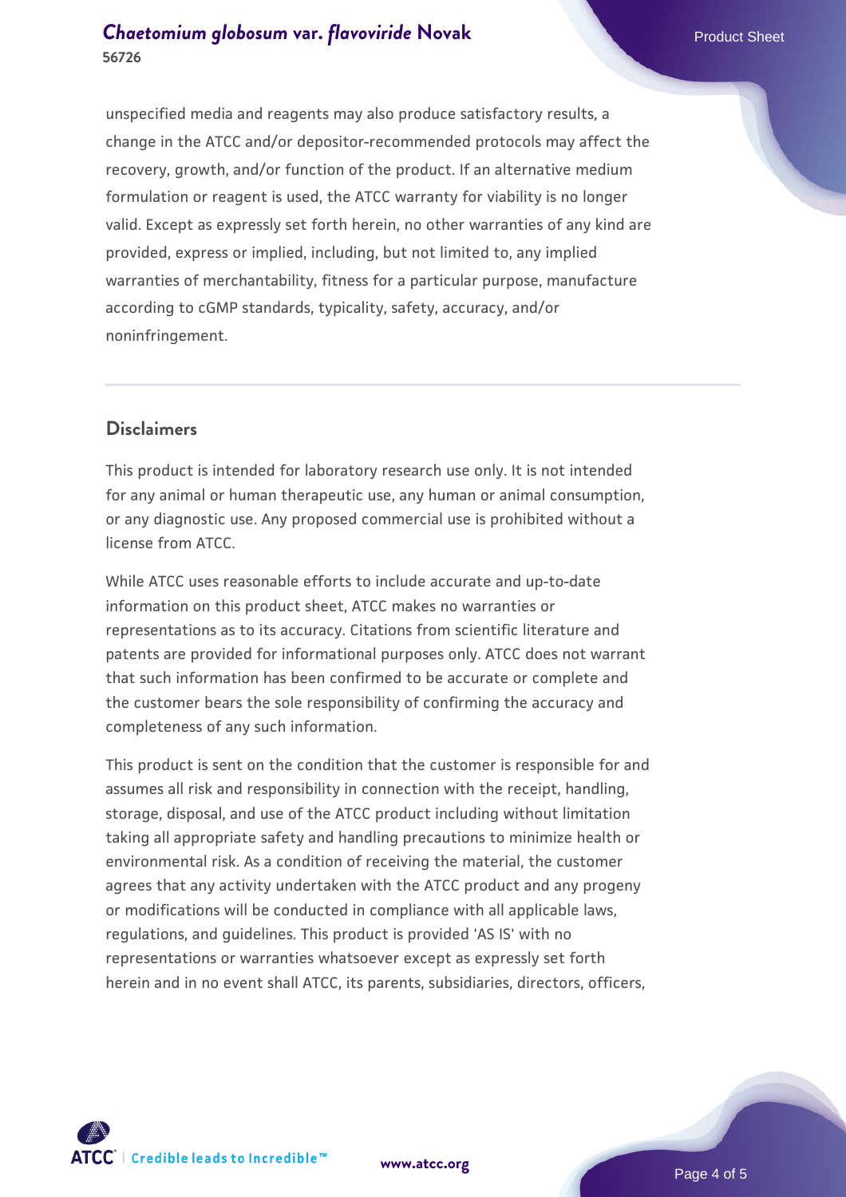unspecified media and reagents may also produce satisfactory results, a change in the ATCC and/or depositor-recommended protocols may affect the recovery, growth, and/or function of the product. If an alternative medium formulation or reagent is used, the ATCC warranty for viability is no longer valid. Except as expressly set forth herein, no other warranties of any kind are provided, express or implied, including, but not limited to, any implied warranties of merchantability, fitness for a particular purpose, manufacture according to cGMP standards, typicality, safety, accuracy, and/or noninfringement.

## Disclaimers

This product is intended for laboratory research use only. It is not intended for any animal or human therapeutic use, any human or animal consumption, or any diagnostic use. Any proposed commercial use is prohibited without a license from ATCC.

While ATCC uses reasonable efforts to include accurate and up-to-date information on this product sheet, ATCC makes no warranties or representations as to its accuracy. Citations from scientific literature and patents are provided for informational purposes only. ATCC does not warrant that such information has been confirmed to be accurate or complete and the customer bears the sole responsibility of confirming the accuracy and completeness of any such information.

This product is sent on the condition that the customer is responsible for and assumes all risk and responsibility in connection with the receipt, handling, storage, disposal, and use of the ATCC product including without limitation taking all appropriate safety and handling precautions to minimize health or environmental risk. As a condition of receiving the material, the customer agrees that any activity undertaken with the ATCC product and any progeny or modifications will be conducted in compliance with all applicable laws, regulations, and guidelines. This product is provided 'AS IS' with no representations or warranties whatsoever except as expressly set forth herein and in no event shall ATCC, its parents, subsidiaries, directors, officers,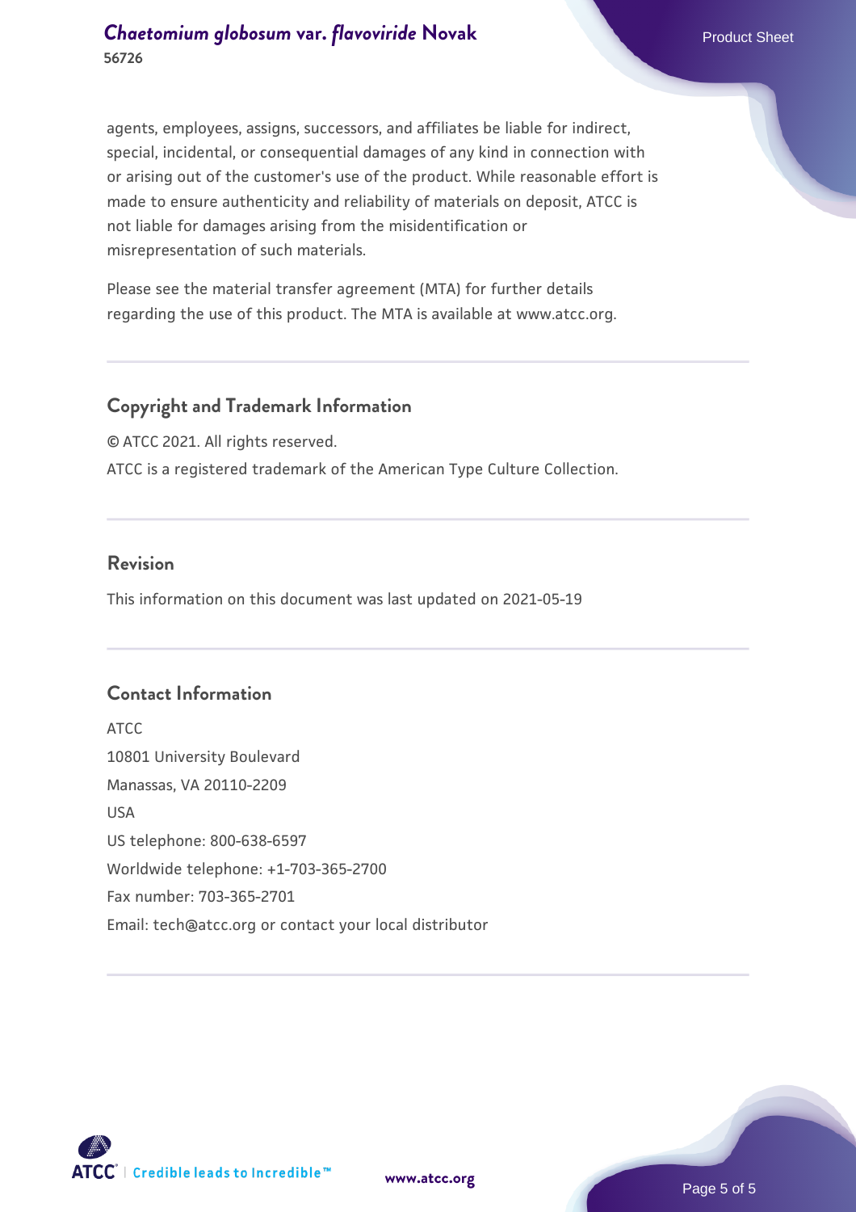agents, employees, assigns, successors, and affiliates be liable for indirect, special, incidental, or consequential damages of any kind in connection with or arising out of the customer's use of the product. While reasonable effort is made to ensure authenticity and reliability of materials on deposit, ATCC is not liable for damages arising from the misidentification or misrepresentation of such materials.

Please see the material transfer agreement (MTA) for further details regarding the use of this product. The MTA is available at www.atcc.org.

## Copyright and Trademark Information

© ATCC 2021. All rights reserved.

ATCC is a registered trademark of the American Type Culture Collection.

## Revision

This information on this document was last updated on 2021-05-19

## Contact Information

ATCC
10801 University Boulevard
Manassas, VA 20110-2209
USA
US telephone: 800-638-6597
Worldwide telephone: +1-703-365-2700
Fax number: 703-365-2701
Email: tech@atcc.org or contact your local distributor